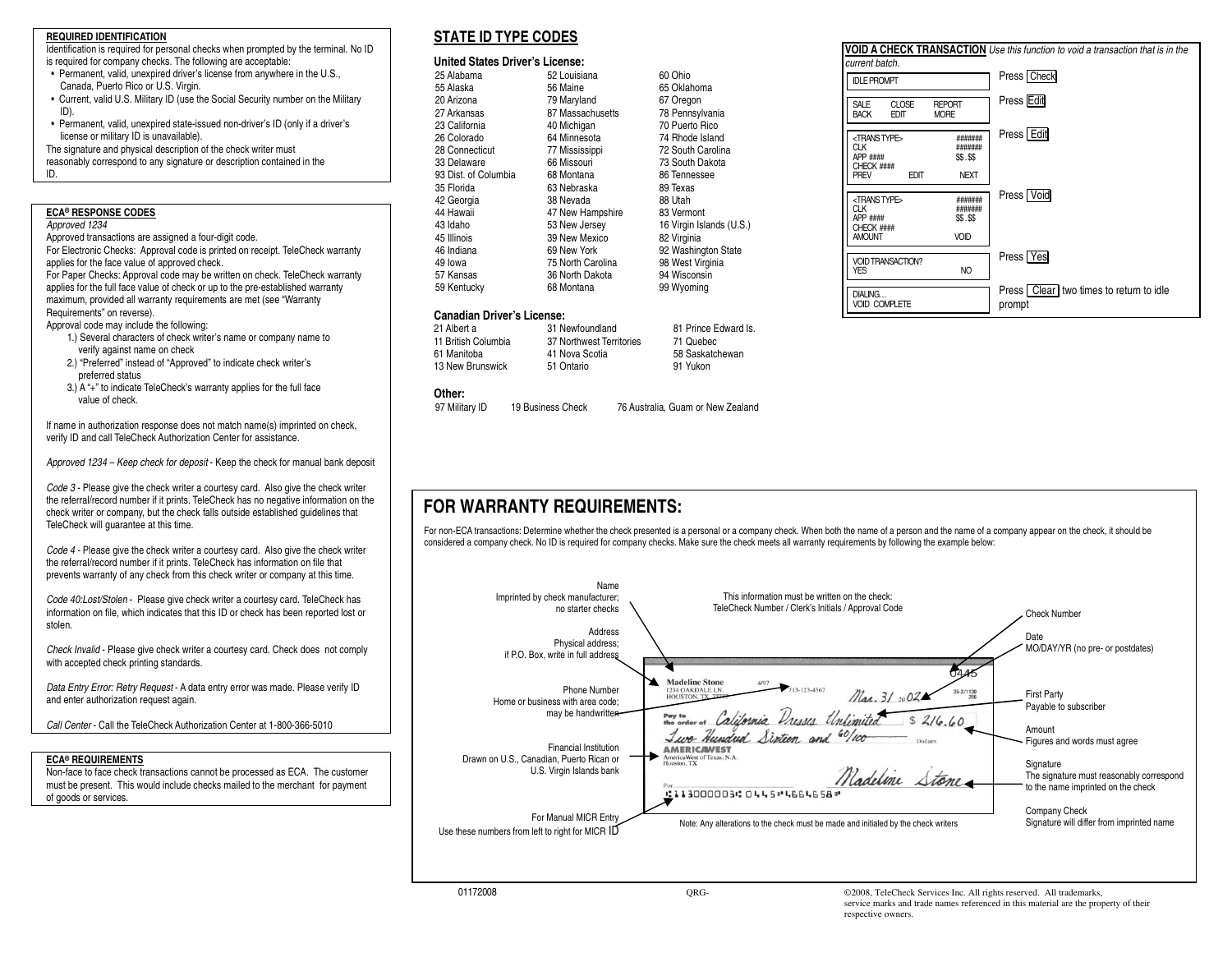## REQUIRED IDENTIFICATION

Identification is required for personal checks when prompted by the terminal. No ID is required for company checks. The following are acceptable:

- Permanent, valid, unexpired driver's license from anywhere in the U.S., Canada, Puerto Rico or U.S. Virgin.
- Current, valid U.S. Military ID (use the Social Security number on the Military ID).
- Permanent, valid, unexpired state-issued non-driver's ID (only if a driver's license or military ID is unavailable).

The signature and physical description of the check writer must reasonably correspond to any signature or description contained in the ID.

## ECA® RESPONSE CODES

*Approved 1234*

Approved transactions are assigned a four-digit code.

For Electronic Checks: Approval code is printed on receipt. TeleCheck warranty applies for the face value of approved check.

For Paper Checks: Approval code may be written on check. TeleCheck warranty applies for the full face value of check or up to the pre-established warranty maximum, provided all warranty requirements are met (see "Warranty Requirements" on reverse).

Approval code may include the following:

1.) Several characters of check writer's name or company name to verify against name on check
2.) "Preferred" instead of "Approved" to indicate check writer's preferred status
3.) A "+" to indicate TeleCheck's warranty applies for the full face value of check.

If name in authorization response does not match name(s) imprinted on check, verify ID and call TeleCheck Authorization Center for assistance.

*Approved 1234 – Keep check for deposit* - Keep the check for manual bank deposit

*Code 3* - Please give the check writer a courtesy card. Also give the check writer the referral/record number if it prints. TeleCheck has no negative information on the check writer or company, but the check falls outside established guidelines that TeleCheck will guarantee at this time.

*Code 4* - Please give the check writer a courtesy card. Also give the check writer the referral/record number if it prints. TeleCheck has information on file that prevents warranty of any check from this check writer or company at this time.

*Code 40:Lost/Stolen* - Please give check writer a courtesy card. TeleCheck has information on file, which indicates that this ID or check has been reported lost or stolen.

*Check Invalid* - Please give check writer a courtesy card. Check does not comply with accepted check printing standards.

*Data Entry Error: Retry Request* - A data entry error was made. Please verify ID and enter authorization request again.

*Call Center* - Call the TeleCheck Authorization Center at 1-800-366-5010

## ECA® REQUIREMENTS

Non-face to face check transactions cannot be processed as ECA. The customer must be present. This would include checks mailed to the merchant for payment of goods or services.

## STATE ID TYPE CODES

### United States Driver's License:

| | | |
|---|---|---|
| 25 Alabama | 52 Louisiana | 60 Ohio |
| 55 Alaska | 56 Maine | 65 Oklahoma |
| 20 Arizona | 79 Maryland | 67 Oregon |
| 27 Arkansas | 87 Massachusetts | 78 Pennsylvania |
| 23 California | 40 Michigan | 70 Puerto Rico |
| 26 Colorado | 64 Minnesota | 74 Rhode Island |
| 28 Connecticut | 77 Mississippi | 72 South Carolina |
| 33 Delaware | 66 Missouri | 73 South Dakota |
| 93 Dist. of Columbia | 68 Montana | 86 Tennessee |
| 35 Florida | 63 Nebraska | 89 Texas |
| 42 Georgia | 38 Nevada | 88 Utah |
| 44 Hawaii | 47 New Hampshire | 83 Vermont |
| 43 Idaho | 53 New Jersey | 16 Virgin Islands (U.S.) |
| 45 Illinois | 39 New Mexico | 82 Virginia |
| 46 Indiana | 69 New York | 92 Washington State |
| 49 Iowa | 75 North Carolina | 98 West Virginia |
| 57 Kansas | 36 North Dakota | 94 Wisconsin |
| 59 Kentucky | 68 Montana | 99 Wyoming |

### Canadian Driver's License:

| | | |
|---|---|---|
| 21 Albert a | 31 Newfoundland | 81 Prince Edward Is. |
| 11 British Columbia | 37 Northwest Territories | 71 Quebec |
| 61 Manitoba | 41 Nova Scotia | 58 Saskatchewan |
| 13 New Brunswick | 51 Ontario | 91 Yukon |

### Other:

| | | |
|---|---|---|
| 97 Military ID | 19 Business Check | 76 Australia, Guam or New Zealand |

## VOID A CHECK TRANSACTION

*Use this function to void a transaction that is in the current batch.*

| Screen | Action |
|---|---|
| IDLE PROMPT | Press Check |
| SALE CLOSE REPORT BACK EDIT MORE | Press Edit |
| <TRANS TYPE> ####### CLK ####### APP #### $$.$$ CHECK #### PREV EDIT NEXT | Press Edit |
| <TRANS TYPE> ####### CLK ####### APP #### $$.$$ CHECK #### AMOUNT VOID | Press Void |
| VOID TRANSACTION? YES NO | Press Yes |
| DIALING… VOID COMPLETE | Press Clear two times to return to idle prompt |

# FOR WARRANTY REQUIREMENTS:

For non-ECA transactions: Determine whether the check presented is a personal or a company check. When both the name of a person and the name of a company appear on the check, it should be considered a company check. No ID is required for company checks. Make sure the check meets all warranty requirements by following the example below:

- **Name** – Imprinted by check manufacturer; no starter checks
- **Address** – Physical address; if P.O. Box, write in full address
- **Phone Number** – Home or business with area code; may be handwritten
- **Financial Institution** – Drawn on U.S., Canadian, Puerto Rican or U.S. Virgin Islands bank
- **For Manual MICR Entry** – Use these numbers from left to right for MICR ID
- This information must be written on the check: TeleCheck Number / Clerk's Initials / Approval Code
- **Check Number**
- **Date** – MO/DAY/YR (no pre- or postdates)
- **First Party** – Payable to subscriber
- **Amount** – Figures and words must agree
- **Signature** – The signature must reasonably correspond to the name imprinted on the check
- **Company Check** – Signature will differ from imprinted name

Note: Any alterations to the check must be made and initialed by the check writers

01172008 QRG- ©2008, TeleCheck Services Inc. All rights reserved. All trademarks, service marks and trade names referenced in this material are the property of their respective owners.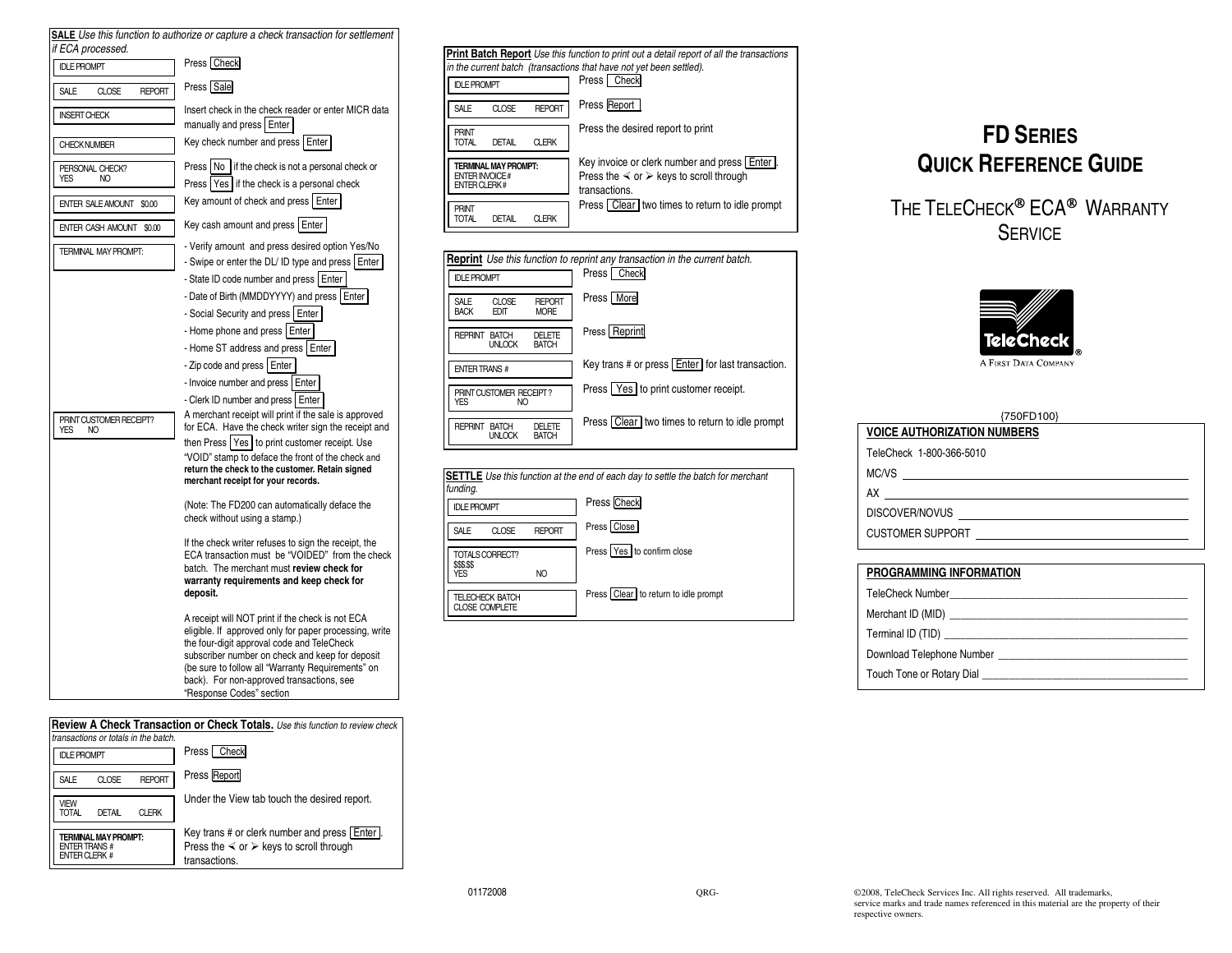## SALE

*Use this function to authorize or capture a check transaction for settlement if ECA processed.*

| Display | Action |
|---|---|
| IDLE PROMPT | Press Check |
| SALE CLOSE REPORT | Press Sale |
| INSERT CHECK | Insert check in the check reader or enter MICR data manually and press Enter |
| CHECK NUMBER | Key check number and press Enter |
| PERSONAL CHECK? YES NO | Press No if the check is not a personal check or Press Yes if the check is a personal check |
| ENTER SALE AMOUNT $0.00 | Key amount of check and press Enter |
| ENTER CASH AMOUNT $0.00 | Key cash amount and press Enter |
| TERMINAL MAY PROMPT: | - Verify amount and press desired option Yes/No<br>- Swipe or enter the DL/ ID type and press Enter<br>- State ID code number and press Enter<br>- Date of Birth (MMDDYYYY) and press Enter<br>- Social Security and press Enter<br>- Home phone and press Enter<br>- Home ST address and press Enter<br>- Zip code and press Enter<br>- Invoice number and press Enter<br>- Clerk ID number and press Enter |
| PRINT CUSTOMER RECEIPT? YES NO | A merchant receipt will print if the sale is approved for ECA. Have the check writer sign the receipt and then Press Yes to print customer receipt. Use "VOID" stamp to deface the front of the check and **return the check to the customer. Retain signed merchant receipt for your records.**<br><br>(Note: The FD200 can automatically deface the check without using a stamp.)<br><br>If the check writer refuses to sign the receipt, the ECA transaction must be "VOIDED" from the check batch. The merchant must **review check for warranty requirements and keep check for deposit.**<br><br>A receipt will NOT print if the check is not ECA eligible. If approved only for paper processing, write the four-digit approval code and TeleCheck subscriber number on check and keep for deposit (be sure to follow all "Warranty Requirements" on back). For non-approved transactions, see "Response Codes" section |

## Review A Check Transaction or Check Totals.

*Use this function to review check transactions or totals in the batch.*

| Display | Action |
|---|---|
| IDLE PROMPT | Press Check |
| SALE CLOSE REPORT | Press Report |
| VIEW TOTAL DETAIL CLERK | Under the View tab touch the desired report. |
| **TERMINAL MAY PROMPT:** ENTER TRANS # ENTER CLERK # | Key trans # or clerk number and press Enter. Press the < or > keys to scroll through transactions. |

## Print Batch Report

*Use this function to print out a detail report of all the transactions in the current batch (transactions that have not yet been settled).*

| Display | Action |
|---|---|
| IDLE PROMPT | Press Check |
| SALE CLOSE REPORT | Press Report |
| PRINT TOTAL DETAIL CLERK | Press the desired report to print |
| **TERMINAL MAY PROMPT:** ENTER INVOICE # ENTER CLERK # | Key invoice or clerk number and press Enter. Press the < or > keys to scroll through transactions. |
| PRINT TOTAL DETAIL CLERK | Press Clear two times to return to idle prompt |

## Reprint

*Use this function to reprint any transaction in the current batch.*

| Display | Action |
|---|---|
| IDLE PROMPT | Press Check |
| SALE CLOSE REPORT BACK EDIT MORE | Press More |
| REPRINT BATCH DELETE UNLOCK BATCH | Press Reprint |
| ENTER TRANS # | Key trans # or press Enter for last transaction. |
| PRINT CUSTOMER RECEIPT ? YES NO | Press Yes to print customer receipt. |
| REPRINT BATCH DELETE UNLOCK BATCH | Press Clear two times to return to idle prompt |

## SETTLE

*Use this function at the end of each day to settle the batch for merchant funding.*

| Display | Action |
|---|---|
| IDLE PROMPT | Press Check |
| SALE CLOSE REPORT | Press Close |
| TOTALS CORRECT? $$$.$$ YES NO | Press Yes to confirm close |
| TELECHECK BATCH CLOSE COMPLETE | Press Clear to return to idle prompt |

01172008 QRG-

# FD SERIES QUICK REFERENCE GUIDE

## THE TELECHECK® ECA® WARRANTY SERVICE

TeleCheck®
A FIRST DATA COMPANY

{750FD100}

**VOICE AUTHORIZATION NUMBERS**

TeleCheck 1-800-366-5010

MC/VS ______________________

AX ______________________

DISCOVER/NOVUS ______________________

CUSTOMER SUPPORT ______________________

**PROGRAMMING INFORMATION**

TeleCheck Number______________________

Merchant ID (MID) ______________________

Terminal ID (TID) ______________________

Download Telephone Number ______________________

Touch Tone or Rotary Dial ______________________

©2008, TeleCheck Services Inc. All rights reserved. All trademarks, service marks and trade names referenced in this material are the property of their respective owners.